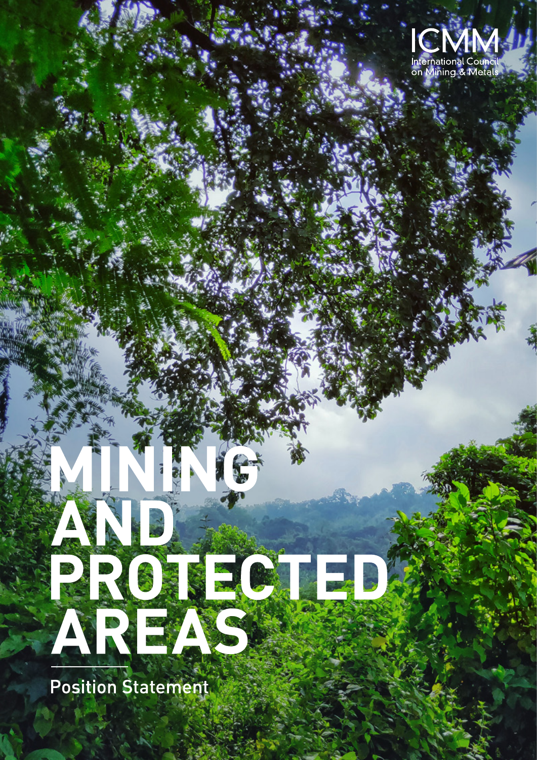ICMM

International Council on Mining & Metals

# MINING AND PROTECTED AREAS

Position Statement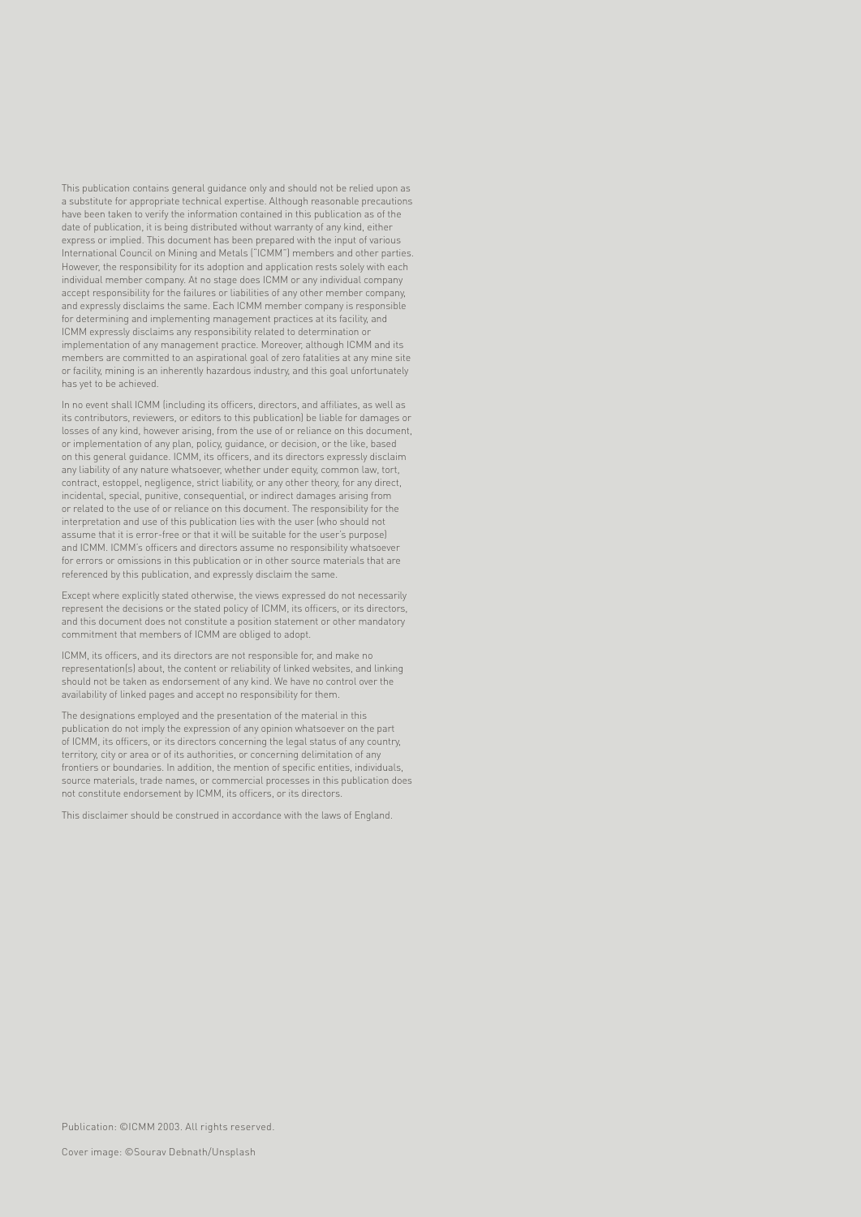This publication contains general guidance only and should not be relied upon as a substitute for appropriate technical expertise. Although reasonable precautions have been taken to verify the information contained in this publication as of the date of publication, it is being distributed without warranty of any kind, either express or implied. This document has been prepared with the input of various International Council on Mining and Metals ("ICMM") members and other parties. However, the responsibility for its adoption and application rests solely with each individual member company. At no stage does ICMM or any individual company accept responsibility for the failures or liabilities of any other member company, and expressly disclaims the same. Each ICMM member company is responsible for determining and implementing management practices at its facility, and ICMM expressly disclaims any responsibility related to determination or implementation of any management practice. Moreover, although ICMM and its members are committed to an aspirational goal of zero fatalities at any mine site or facility, mining is an inherently hazardous industry, and this goal unfortunately has yet to be achieved.

In no event shall ICMM (including its officers, directors, and affiliates, as well as its contributors, reviewers, or editors to this publication) be liable for damages or losses of any kind, however arising, from the use of or reliance on this document, or implementation of any plan, policy, guidance, or decision, or the like, based on this general guidance. ICMM, its officers, and its directors expressly disclaim any liability of any nature whatsoever, whether under equity, common law, tort, contract, estoppel, negligence, strict liability, or any other theory, for any direct, incidental, special, punitive, consequential, or indirect damages arising from or related to the use of or reliance on this document. The responsibility for the interpretation and use of this publication lies with the user (who should not assume that it is error-free or that it will be suitable for the user's purpose) and ICMM. ICMM's officers and directors assume no responsibility whatsoever for errors or omissions in this publication or in other source materials that are referenced by this publication, and expressly disclaim the same.

Except where explicitly stated otherwise, the views expressed do not necessarily represent the decisions or the stated policy of ICMM, its officers, or its directors, and this document does not constitute a position statement or other mandatory commitment that members of ICMM are obliged to adopt.

ICMM, its officers, and its directors are not responsible for, and make no representation(s) about, the content or reliability of linked websites, and linking should not be taken as endorsement of any kind. We have no control over the availability of linked pages and accept no responsibility for them.

The designations employed and the presentation of the material in this publication do not imply the expression of any opinion whatsoever on the part of ICMM, its officers, or its directors concerning the legal status of any country, territory, city or area or of its authorities, or concerning delimitation of any frontiers or boundaries. In addition, the mention of specific entities, individuals, source materials, trade names, or commercial processes in this publication does not constitute endorsement by ICMM, its officers, or its directors.

This disclaimer should be construed in accordance with the laws of England.

Publication: ©ICMM 2003. All rights reserved.

Cover image: ©Sourav Debnath/Unsplash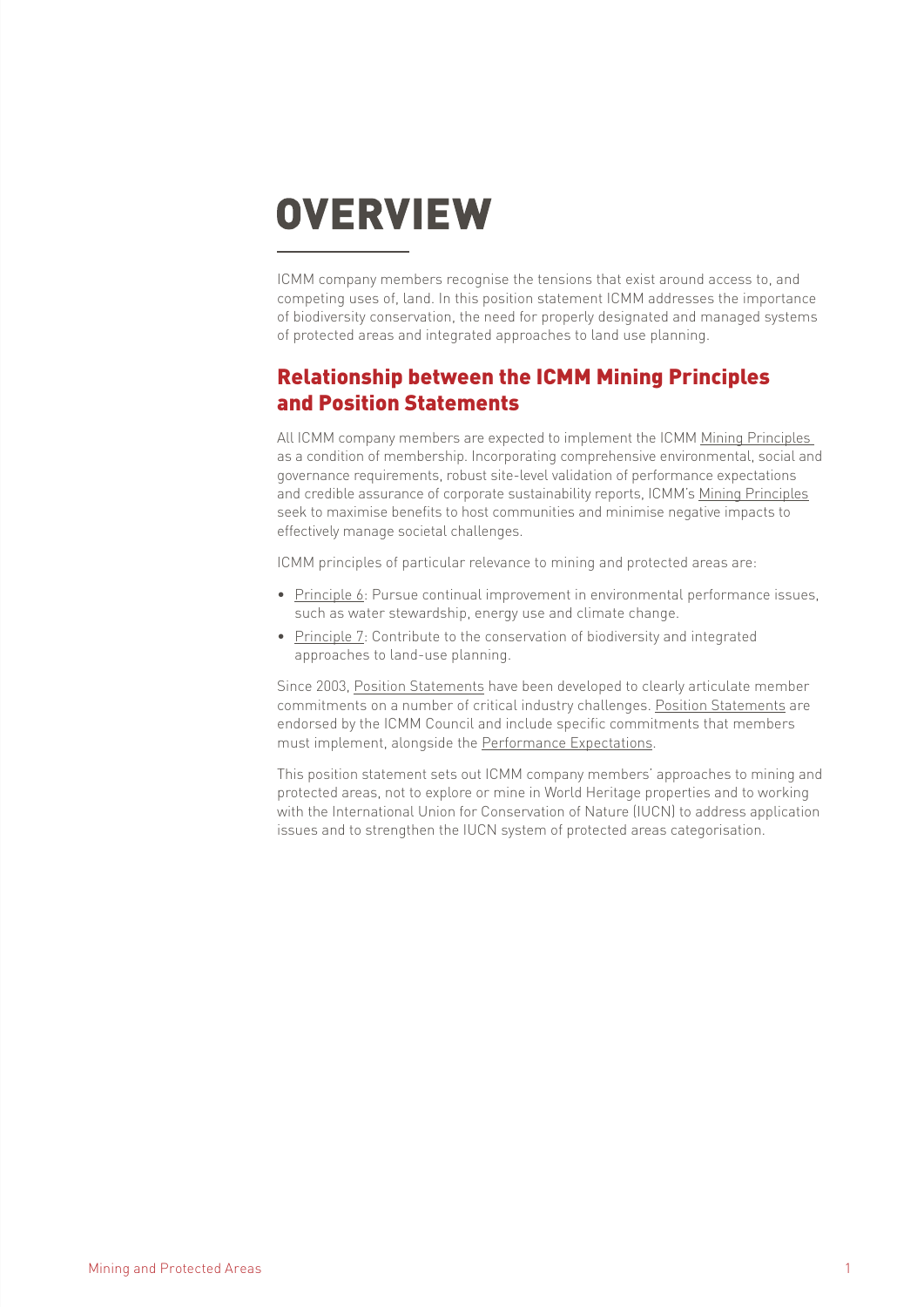# OVERVIEW

ICMM company members recognise the tensions that exist around access to, and competing uses of, land. In this position statement ICMM addresses the importance of biodiversity conservation, the need for properly designated and managed systems of protected areas and integrated approaches to land use planning.

## Relationship between the ICMM Mining Principles and Position Statements

All ICMM company members are expected to implement the ICMM Mining Principles as a condition of membership. Incorporating comprehensive environmental, social and governance requirements, robust site-level validation of performance expectations and credible assurance of corporate sustainability reports, ICMM's Mining Principles seek to maximise benefits to host communities and minimise negative impacts to effectively manage societal challenges.

ICMM principles of particular relevance to mining and protected areas are:

- Principle 6: Pursue continual improvement in environmental performance issues, such as water stewardship, energy use and climate change.
- Principle 7: Contribute to the conservation of biodiversity and integrated approaches to land-use planning.

Since 2003, Position Statements have been developed to clearly articulate member commitments on a number of critical industry challenges. Position Statements are endorsed by the ICMM Council and include specific commitments that members must implement, alongside the Performance Expectations.

This position statement sets out ICMM company members' approaches to mining and protected areas, not to explore or mine in World Heritage properties and to working with the International Union for Conservation of Nature (IUCN) to address application issues and to strengthen the IUCN system of protected areas categorisation.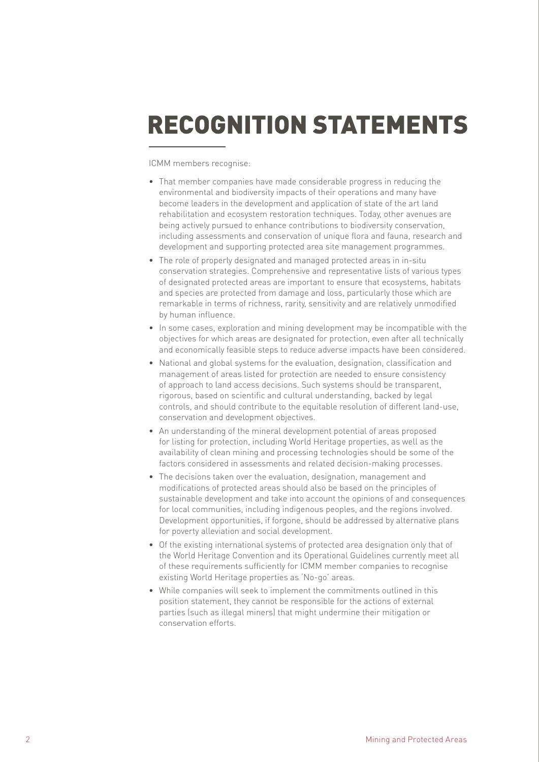# RECOGNITION STATEMENTS

ICMM members recognise:

- That member companies have made considerable progress in reducing the environmental and biodiversity impacts of their operations and many have become leaders in the development and application of state of the art land rehabilitation and ecosystem restoration techniques. Today, other avenues are being actively pursued to enhance contributions to biodiversity conservation, including assessments and conservation of unique flora and fauna, research and development and supporting protected area site management programmes.
- The role of properly designated and managed protected areas in in-situ conservation strategies. Comprehensive and representative lists of various types of designated protected areas are important to ensure that ecosystems, habitats and species are protected from damage and loss, particularly those which are remarkable in terms of richness, rarity, sensitivity and are relatively unmodified by human influence.
- In some cases, exploration and mining development may be incompatible with the objectives for which areas are designated for protection, even after all technically and economically feasible steps to reduce adverse impacts have been considered.
- National and global systems for the evaluation, designation, classification and management of areas listed for protection are needed to ensure consistency of approach to land access decisions. Such systems should be transparent, rigorous, based on scientific and cultural understanding, backed by legal controls, and should contribute to the equitable resolution of different land-use, conservation and development objectives.
- An understanding of the mineral development potential of areas proposed for listing for protection, including World Heritage properties, as well as the availability of clean mining and processing technologies should be some of the factors considered in assessments and related decision-making processes.
- The decisions taken over the evaluation, designation, management and modifications of protected areas should also be based on the principles of sustainable development and take into account the opinions of and consequences for local communities, including indigenous peoples, and the regions involved. Development opportunities, if forgone, should be addressed by alternative plans for poverty alleviation and social development.
- Of the existing international systems of protected area designation only that of the World Heritage Convention and its Operational Guidelines currently meet all of these requirements sufficiently for ICMM member companies to recognise existing World Heritage properties as 'No-go' areas.
- While companies will seek to implement the commitments outlined in this position statement, they cannot be responsible for the actions of external parties (such as illegal miners) that might undermine their mitigation or conservation efforts.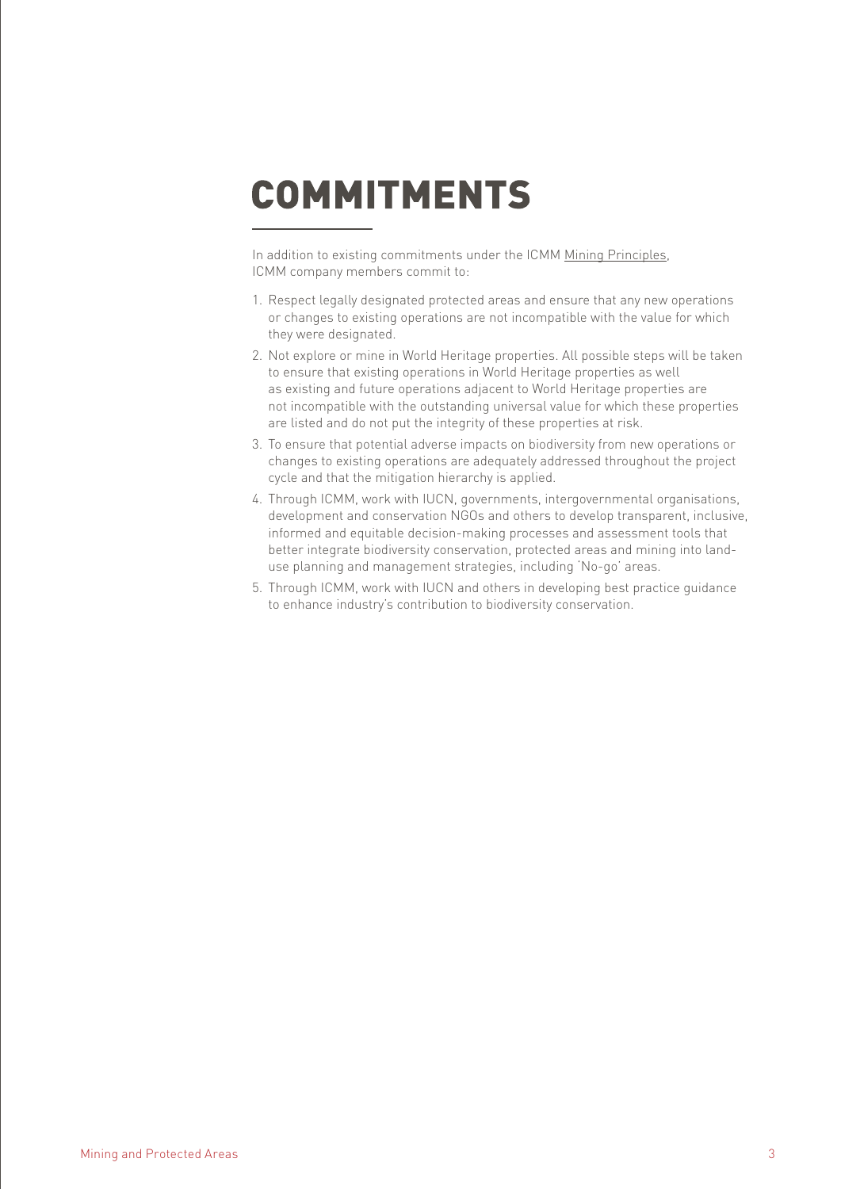# COMMITMENTS

In addition to existing commitments under the ICMM Mining Principles, ICMM company members commit to:

1. Respect legally designated protected areas and ensure that any new operations or changes to existing operations are not incompatible with the value for which they were designated.
2. Not explore or mine in World Heritage properties. All possible steps will be taken to ensure that existing operations in World Heritage properties as well as existing and future operations adjacent to World Heritage properties are not incompatible with the outstanding universal value for which these properties are listed and do not put the integrity of these properties at risk.
3. To ensure that potential adverse impacts on biodiversity from new operations or changes to existing operations are adequately addressed throughout the project cycle and that the mitigation hierarchy is applied.
4. Through ICMM, work with IUCN, governments, intergovernmental organisations, development and conservation NGOs and others to develop transparent, inclusive, informed and equitable decision-making processes and assessment tools that better integrate biodiversity conservation, protected areas and mining into land-use planning and management strategies, including 'No-go' areas.
5. Through ICMM, work with IUCN and others in developing best practice guidance to enhance industry's contribution to biodiversity conservation.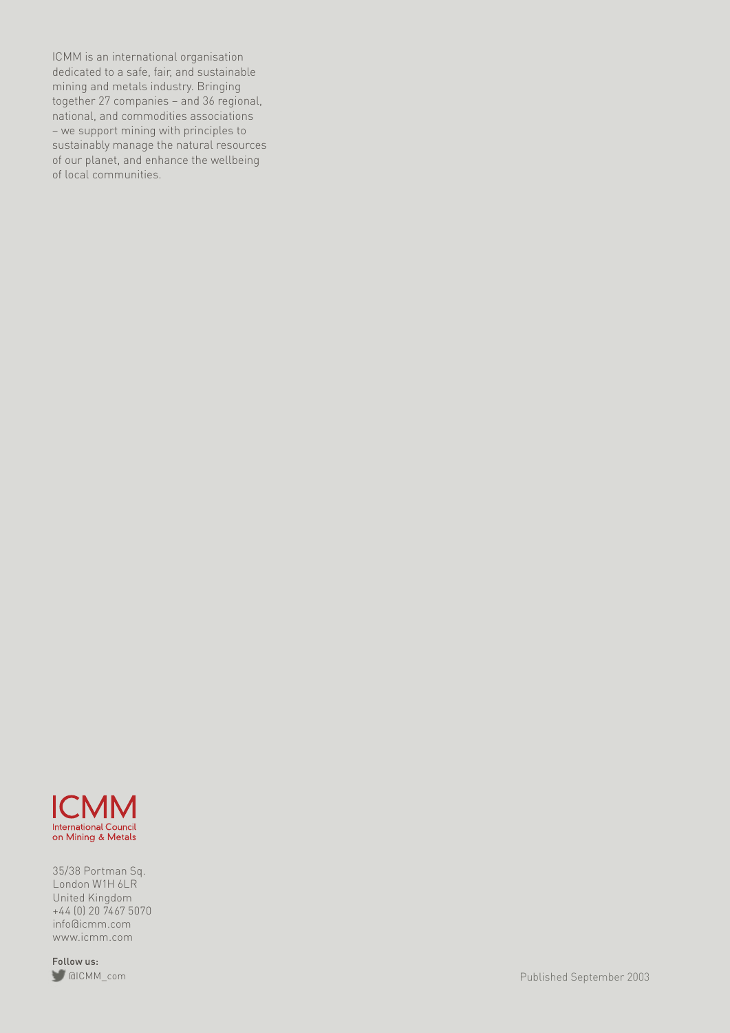ICMM is an international organisation dedicated to a safe, fair, and sustainable mining and metals industry. Bringing together 27 companies – and 36 regional, national, and commodities associations – we support mining with principles to sustainably manage the natural resources of our planet, and enhance the wellbeing of local communities.

ICMM
International Council on Mining & Metals

35/38 Portman Sq.
London W1H 6LR
United Kingdom
+44 (0) 20 7467 5070
info@icmm.com
www.icmm.com

Follow us:
@ICMM_com

Published September 2003